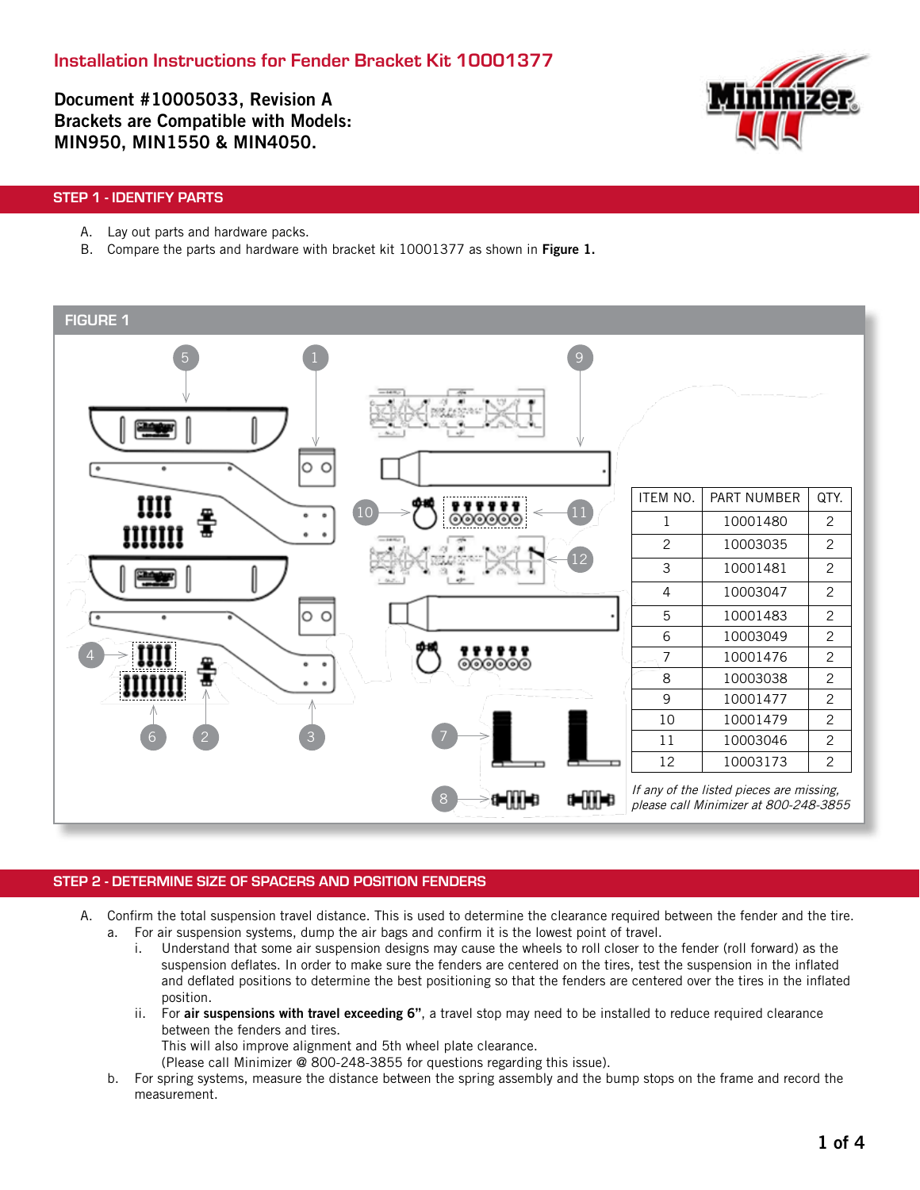# Installation Instructions for Fender Bracket Kit 10001377

**Document #10005033, Revision A**
**Brackets are Compatible with Models:**
**MIN950, MIN1550 & MIN4050.**

## STEP 1 - IDENTIFY PARTS

A. Lay out parts and hardware packs.
B. Compare the parts and hardware with bracket kit 10001377 as shown in **Figure 1.**

### FIGURE 1

| ITEM NO. | PART NUMBER | QTY. |
|---|---|---|
| 1 | 10001480 | 2 |
| 2 | 10003035 | 2 |
| 3 | 10001481 | 2 |
| 4 | 10003047 | 2 |
| 5 | 10001483 | 2 |
| 6 | 10003049 | 2 |
| 7 | 10001476 | 2 |
| 8 | 10003038 | 2 |
| 9 | 10001477 | 2 |
| 10 | 10001479 | 2 |
| 11 | 10003046 | 2 |
| 12 | 10003173 | 2 |

*If any of the listed pieces are missing, please call Minimizer at 800-248-3855*

## STEP 2 - DETERMINE SIZE OF SPACERS AND POSITION FENDERS

A. Confirm the total suspension travel distance. This is used to determine the clearance required between the fender and the tire.
   a. For air suspension systems, dump the air bags and confirm it is the lowest point of travel.
      i. Understand that some air suspension designs may cause the wheels to roll closer to the fender (roll forward) as the suspension deflates. In order to make sure the fenders are centered on the tires, test the suspension in the inflated and deflated positions to determine the best positioning so that the fenders are centered over the tires in the inflated position.
      ii. For **air suspensions with travel exceeding 6"**, a travel stop may need to be installed to reduce required clearance between the fenders and tires.
      This will also improve alignment and 5th wheel plate clearance.
      (Please call Minimizer @ 800-248-3855 for questions regarding this issue).
   b. For spring systems, measure the distance between the spring assembly and the bump stops on the frame and record the measurement.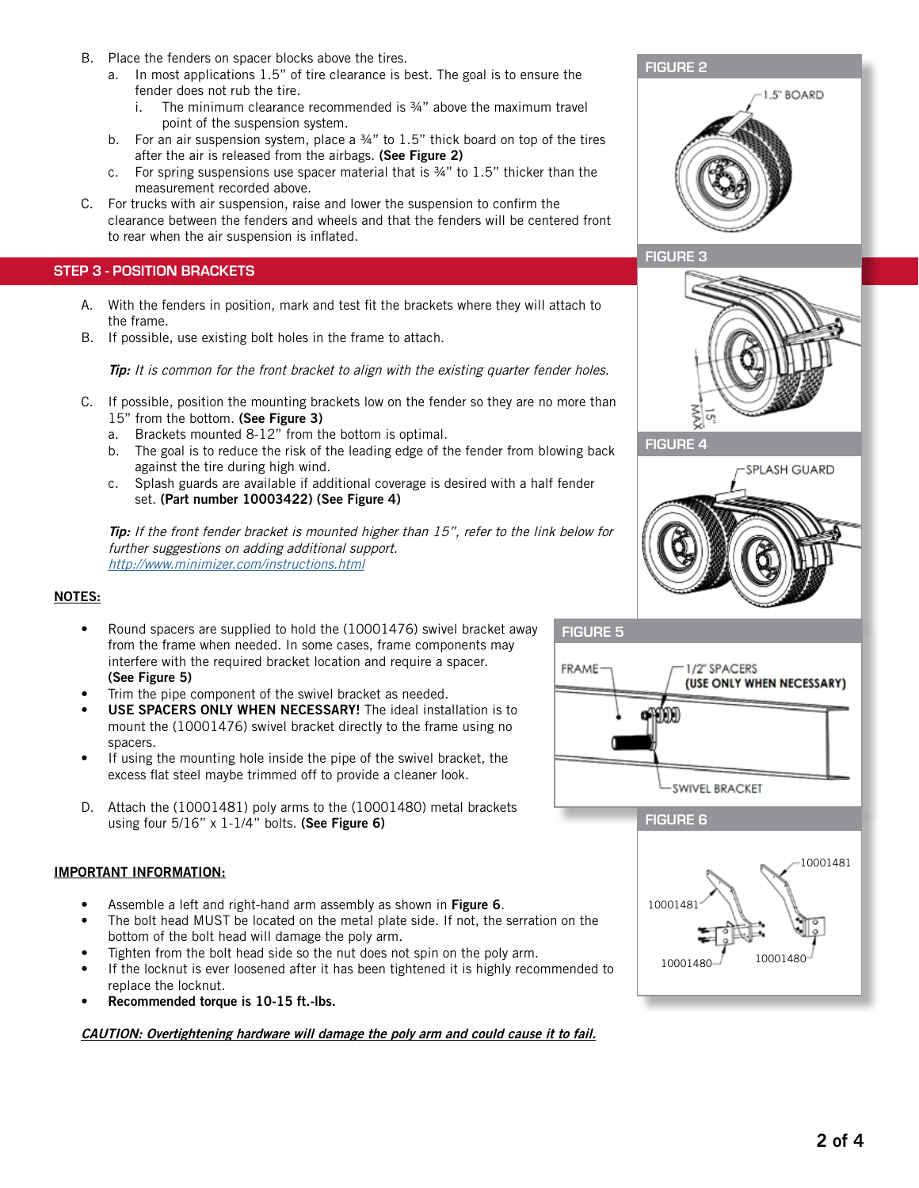B. Place the fenders on spacer blocks above the tires.
   a. In most applications 1.5" of tire clearance is best. The goal is to ensure the fender does not rub the tire.
      i. The minimum clearance recommended is ¾" above the maximum travel point of the suspension system.
   b. For an air suspension system, place a ¾" to 1.5" thick board on top of the tires after the air is released from the airbags. **(See Figure 2)**
   c. For spring suspensions use spacer material that is ¾" to 1.5" thicker than the measurement recorded above.

C. For trucks with air suspension, raise and lower the suspension to confirm the clearance between the fenders and wheels and that the fenders will be centered front to rear when the air suspension is inflated.

FIGURE 2

1.5" BOARD

## STEP 3 - POSITION BRACKETS

A. With the fenders in position, mark and test fit the brackets where they will attach to the frame.

B. If possible, use existing bolt holes in the frame to attach.

***Tip:*** *It is common for the front bracket to align with the existing quarter fender holes.*

C. If possible, position the mounting brackets low on the fender so they are no more than 15" from the bottom. **(See Figure 3)**
   a. Brackets mounted 8-12" from the bottom is optimal.
   b. The goal is to reduce the risk of the leading edge of the fender from blowing back against the tire during high wind.
   c. Splash guards are available if additional coverage is desired with a half fender set. **(Part number 10003422) (See Figure 4)**

***Tip:*** *If the front fender bracket is mounted higher than 15", refer to the link below for further suggestions on adding additional support.*
[http://www.minimizer.com/instructions.html](http://www.minimizer.com/instructions.html)

FIGURE 3

15" MAX

FIGURE 4

SPLASH GUARD

**NOTES:**

- Round spacers are supplied to hold the (10001476) swivel bracket away from the frame when needed. In some cases, frame components may interfere with the required bracket location and require a spacer. **(See Figure 5)**
- Trim the pipe component of the swivel bracket as needed.
- **USE SPACERS ONLY WHEN NECESSARY!** The ideal installation is to mount the (10001476) swivel bracket directly to the frame using no spacers.
- If using the mounting hole inside the pipe of the swivel bracket, the excess flat steel maybe trimmed off to provide a cleaner look.

FIGURE 5

FRAME

1/2" SPACERS **(USE ONLY WHEN NECESSARY)**

SWIVEL BRACKET

D. Attach the (10001481) poly arms to the (10001480) metal brackets using four 5/16" x 1-1/4" bolts. **(See Figure 6)**

FIGURE 6

10001481

10001481

10001480

10001480

**IMPORTANT INFORMATION:**

- Assemble a left and right-hand arm assembly as shown in **Figure 6**.
- The bolt head MUST be located on the metal plate side. If not, the serration on the bottom of the bolt head will damage the poly arm.
- Tighten from the bolt head side so the nut does not spin on the poly arm.
- If the locknut is ever loosened after it has been tightened it is highly recommended to replace the locknut.
- **Recommended torque is 10-15 ft.-lbs.**

***CAUTION: Overtightening hardware will damage the poly arm and could cause it to fail.***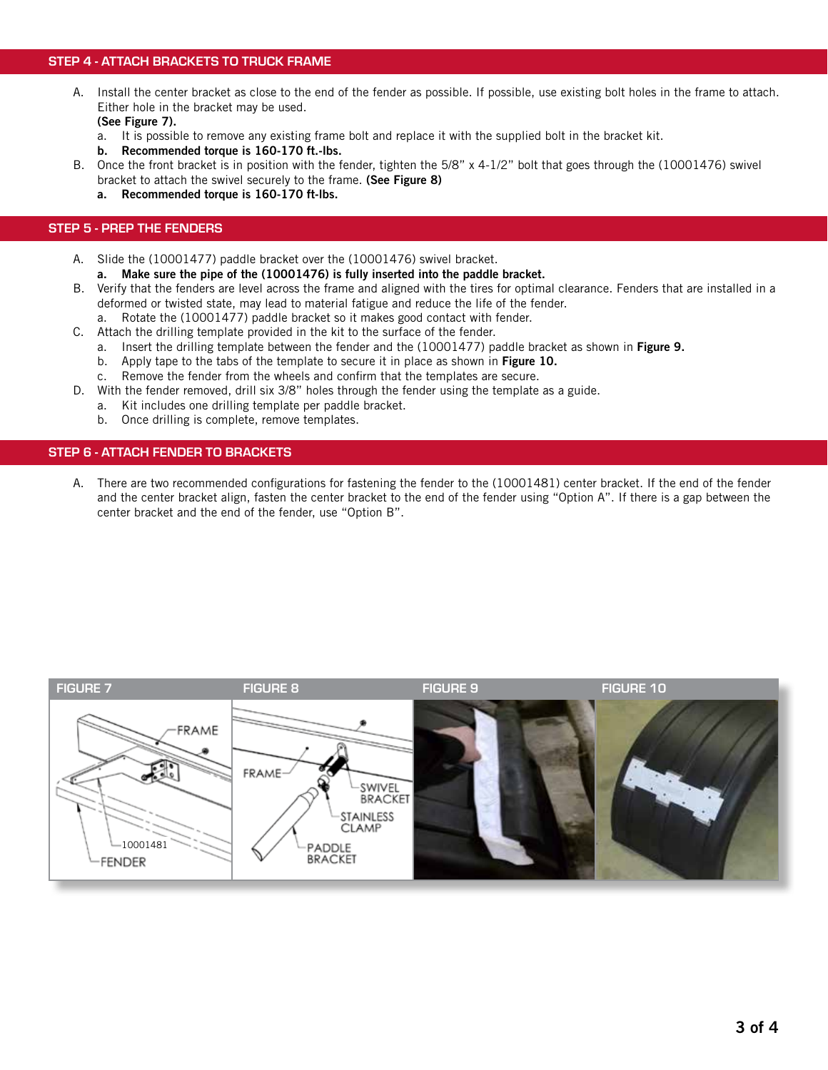## STEP 4 - ATTACH BRACKETS TO TRUCK FRAME

A. Install the center bracket as close to the end of the fender as possible. If possible, use existing bolt holes in the frame to attach. Either hole in the bracket may be used.
**(See Figure 7).**
   a. It is possible to remove any existing frame bolt and replace it with the supplied bolt in the bracket kit.
   **b. Recommended torque is 160-170 ft.-lbs.**

B. Once the front bracket is in position with the fender, tighten the 5/8" x 4-1/2" bolt that goes through the (10001476) swivel bracket to attach the swivel securely to the frame. **(See Figure 8)**
   **a. Recommended torque is 160-170 ft-lbs.**

## STEP 5 - PREP THE FENDERS

A. Slide the (10001477) paddle bracket over the (10001476) swivel bracket.
   **a. Make sure the pipe of the (10001476) is fully inserted into the paddle bracket.**

B. Verify that the fenders are level across the frame and aligned with the tires for optimal clearance. Fenders that are installed in a deformed or twisted state, may lead to material fatigue and reduce the life of the fender.
   a. Rotate the (10001477) paddle bracket so it makes good contact with fender.

C. Attach the drilling template provided in the kit to the surface of the fender.
   a. Insert the drilling template between the fender and the (10001477) paddle bracket as shown in **Figure 9.**
   b. Apply tape to the tabs of the template to secure it in place as shown in **Figure 10.**
   c. Remove the fender from the wheels and confirm that the templates are secure.

D. With the fender removed, drill six 3/8" holes through the fender using the template as a guide.
   a. Kit includes one drilling template per paddle bracket.
   b. Once drilling is complete, remove templates.

## STEP 6 - ATTACH FENDER TO BRACKETS

A. There are two recommended configurations for fastening the fender to the (10001481) center bracket. If the end of the fender and the center bracket align, fasten the center bracket to the end of the fender using "Option A". If there is a gap between the center bracket and the end of the fender, use "Option B".

**FIGURE 7** — FRAME, 10001481, FENDER

**FIGURE 8** — FRAME, SWIVEL BRACKET, STAINLESS CLAMP, PADDLE BRACKET

**FIGURE 9**

**FIGURE 10**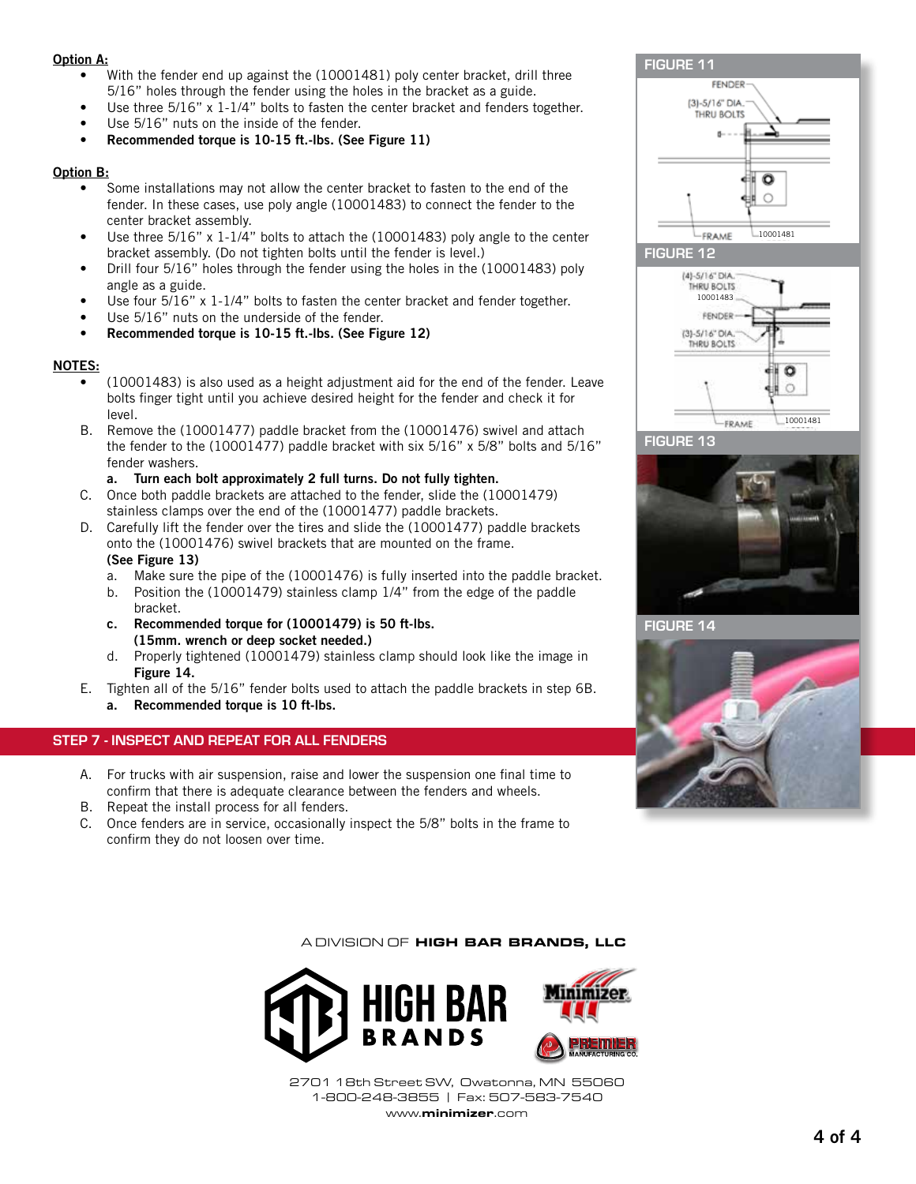**Option A:**

- With the fender end up against the (10001481) poly center bracket, drill three 5/16" holes through the fender using the holes in the bracket as a guide.
- Use three 5/16" x 1-1/4" bolts to fasten the center bracket and fenders together.
- Use 5/16" nuts on the inside of the fender.
- **Recommended torque is 10-15 ft.-lbs. (See Figure 11)**

**Option B:**

- Some installations may not allow the center bracket to fasten to the end of the fender. In these cases, use poly angle (10001483) to connect the fender to the center bracket assembly.
- Use three 5/16" x 1-1/4" bolts to attach the (10001483) poly angle to the center bracket assembly. (Do not tighten bolts until the fender is level.)
- Drill four 5/16" holes through the fender using the holes in the (10001483) poly angle as a guide.
- Use four 5/16" x 1-1/4" bolts to fasten the center bracket and fender together.
- Use 5/16" nuts on the underside of the fender.
- **Recommended torque is 10-15 ft.-lbs. (See Figure 12)**

**NOTES:**

- (10001483) is also used as a height adjustment aid for the end of the fender. Leave bolts finger tight until you achieve desired height for the fender and check it for level.

B. Remove the (10001477) paddle bracket from the (10001476) swivel and attach the fender to the (10001477) paddle bracket with six 5/16" x 5/8" bolts and 5/16" fender washers.
   a. **Turn each bolt approximately 2 full turns. Do not fully tighten.**

C. Once both paddle brackets are attached to the fender, slide the (10001479) stainless clamps over the end of the (10001477) paddle brackets.

D. Carefully lift the fender over the tires and slide the (10001477) paddle brackets onto the (10001476) swivel brackets that are mounted on the frame. **(See Figure 13)**
   a. Make sure the pipe of the (10001476) is fully inserted into the paddle bracket.
   b. Position the (10001479) stainless clamp 1/4" from the edge of the paddle bracket.
   c. **Recommended torque for (10001479) is 50 ft-lbs. (15mm. wrench or deep socket needed.)**
   d. Properly tightened (10001479) stainless clamp should look like the image in **Figure 14.**

E. Tighten all of the 5/16" fender bolts used to attach the paddle brackets in step 6B.
   a. **Recommended torque is 10 ft-lbs.**

FIGURE 11

FENDER
(3)-5/16" DIA. THRU BOLTS
FRAME
10001481

FIGURE 12

(4)-5/16" DIA. THRU BOLTS
10001483
FENDER
(3)-5/16" DIA. THRU BOLTS
FRAME
10001481

FIGURE 13

FIGURE 14

## STEP 7 - INSPECT AND REPEAT FOR ALL FENDERS

A. For trucks with air suspension, raise and lower the suspension one final time to confirm that there is adequate clearance between the fenders and wheels.

B. Repeat the install process for all fenders.

C. Once fenders are in service, occasionally inspect the 5/8" bolts in the frame to confirm they do not loosen over time.

A DIVISION OF **HIGH BAR BRANDS, LLC**

HIGH BAR BRANDS

Minimizer

PREMIER MANUFACTURING CO.

2701 18th Street SW, Owatonna, MN 55060
1-800-248-3855 | Fax: 507-583-7540
www.**minimizer**.com